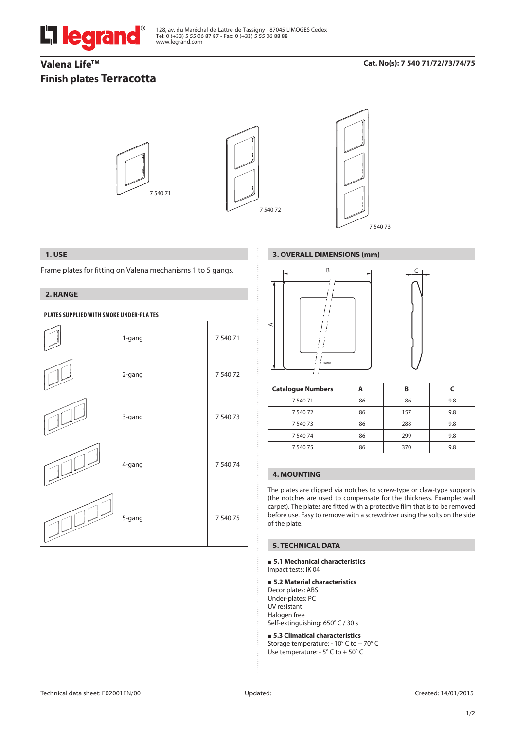128, av. du Maréchal-de-Lattre-de-Tassigny - 87045 LIMOGES Cedex
Tel: 0 (+33) 5 55 06 87 87 - Fax: 0 (+33) 5 55 06 88 88
www.legrand.com

# Valena Life™

# Finish plates Terracotta

**Cat. No(s): 7 540 71/72/73/74/75**

7 540 71

7 540 72

7 540 73

## 1. USE

Frame plates for fitting on Valena mechanisms 1 to 5 gangs.

## 2. RANGE

| PLATES SUPPLIED WITH SMOKE UNDER-PLA TES | | |
|---|---|---|
| | 1-gang | 7 540 71 |
| | 2-gang | 7 540 72 |
| | 3-gang | 7 540 73 |
| | 4-gang | 7 540 74 |
| | 5-gang | 7 540 75 |

## 3. OVERALL DIMENSIONS (mm)

| Catalogue Numbers | A | B | C |
|---|---|---|---|
| 7 540 71 | 86 | 86 | 9.8 |
| 7 540 72 | 86 | 157 | 9.8 |
| 7 540 73 | 86 | 288 | 9.8 |
| 7 540 74 | 86 | 299 | 9.8 |
| 7 540 75 | 86 | 370 | 9.8 |

## 4. MOUNTING

The plates are clipped via notches to screw-type or claw-type supports (the notches are used to compensate for the thickness. Example: wall carpet). The plates are fitted with a protective film that is to be removed before use. Easy to remove with a screwdriver using the solts on the side of the plate.

## 5. TECHNICAL DATA

### ■ 5.1 Mechanical characteristics

Impact tests: IK 04

### ■ 5.2 Material characteristics

Decor plates: ABS
Under-plates: PC
UV resistant
Halogen free
Self-extinguishing: 650° C / 30 s

### ■ 5.3 Climatical characteristics

Storage temperature: - 10° C to + 70° C
Use temperature: - 5° C to + 50° C

Technical data sheet: F02001EN/00 Updated: Created: 14/01/2015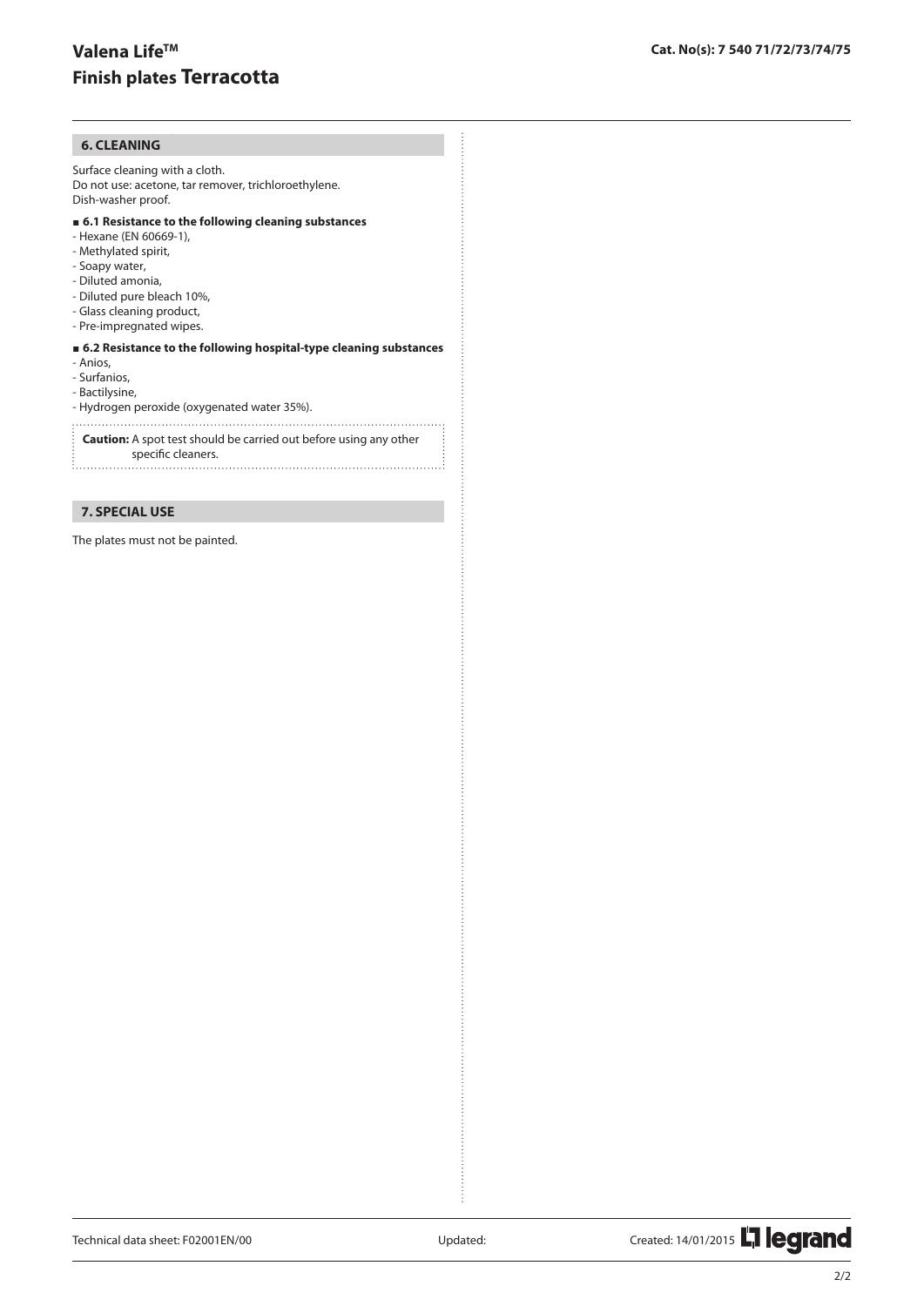## 6. CLEANING

Surface cleaning with a cloth.
Do not use: acetone, tar remover, trichloroethylene.
Dish-washer proof.

### ■ 6.1 Resistance to the following cleaning substances

- Hexane (EN 60669-1),
- Methylated spirit,
- Soapy water,
- Diluted amonia,
- Diluted pure bleach 10%,
- Glass cleaning product,
- Pre-impregnated wipes.

### ■ 6.2 Resistance to the following hospital-type cleaning substances

- Anios,
- Surfanios,
- Bactilysine,
- Hydrogen peroxide (oxygenated water 35%).

**Caution:** A spot test should be carried out before using any other specific cleaners.

## 7. SPECIAL USE

The plates must not be painted.